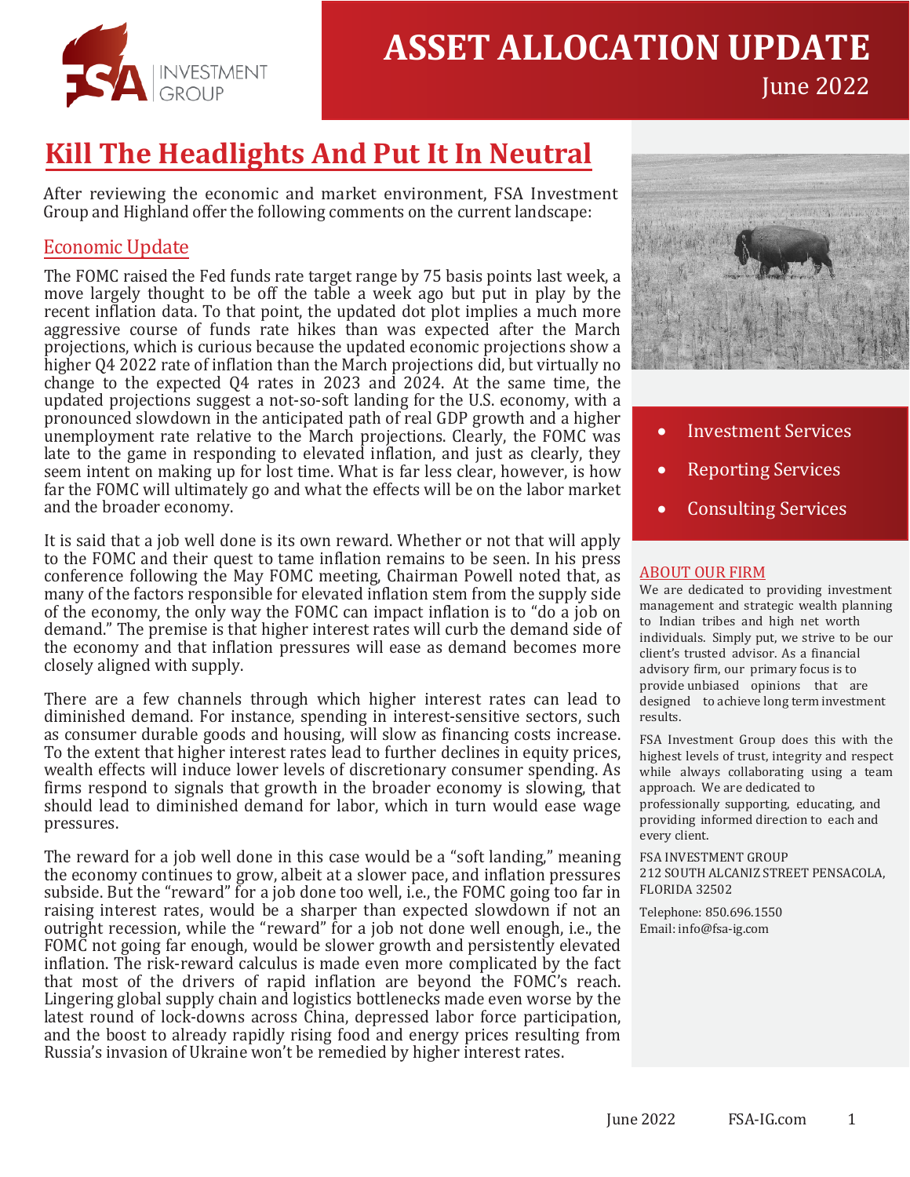# ASSET ALLOCATION UPDATE

June 2022

## Kill The Headlights And Put It In Neutral

After reviewing the economic and market environment, FSA Investment Group and Highland offer the following comments on the current landscape:

### Economic Update

The FOMC raised the Fed funds rate target range by 75 basis points last week, a move largely thought to be off the table a week ago but put in play by the recent inflation data. To that point, the updated dot plot implies a much more aggressive course of funds rate hikes than was expected after the March projections, which is curious because the updated economic projections show a higher Q4 2022 rate of inflation than the March projections did, but virtually no change to the expected Q4 rates in 2023 and 2024. At the same time, the updated projections suggest a not-so-soft landing for the U.S. economy, with a pronounced slowdown in the anticipated path of real GDP growth and a higher unemployment rate relative to the March projections. Clearly, the FOMC was late to the game in responding to elevated inflation, and just as clearly, they seem intent on making up for lost time. What is far less clear, however, is how far the FOMC will ultimately go and what the effects will be on the labor market and the broader economy.

It is said that a job well done is its own reward. Whether or not that will apply to the FOMC and their quest to tame inflation remains to be seen. In his press conference following the May FOMC meeting, Chairman Powell noted that, as many of the factors responsible for elevated inflation stem from the supply side of the economy, the only way the FOMC can impact inflation is to "do a job on demand." The premise is that higher interest rates will curb the demand side of the economy and that inflation pressures will ease as demand becomes more closely aligned with supply.

There are a few channels through which higher interest rates can lead to diminished demand. For instance, spending in interest-sensitive sectors, such as consumer durable goods and housing, will slow as financing costs increase. To the extent that higher interest rates lead to further declines in equity prices, wealth effects will induce lower levels of discretionary consumer spending. As firms respond to signals that growth in the broader economy is slowing, that should lead to diminished demand for labor, which in turn would ease wage pressures.

The reward for a job well done in this case would be a "soft landing," meaning the economy continues to grow, albeit at a slower pace, and inflation pressures subside. But the "reward" for a job done too well, i.e., the FOMC going too far in raising interest rates, would be a sharper than expected slowdown if not an outright recession, while the "reward" for a job not done well enough, i.e., the FOMC not going far enough, would be slower growth and persistently elevated inflation. The risk-reward calculus is made even more complicated by the fact that most of the drivers of rapid inflation are beyond the FOMC's reach. Lingering global supply chain and logistics bottlenecks made even worse by the latest round of lock-downs across China, depressed labor force participation, and the boost to already rapidly rising food and energy prices resulting from Russia's invasion of Ukraine won't be remedied by higher interest rates.

- Investment Services
- Reporting Services
- Consulting Services

### ABOUT OUR FIRM

We are dedicated to providing investment management and strategic wealth planning to Indian tribes and high net worth individuals. Simply put, we strive to be our client's trusted advisor. As a financial advisory firm, our primary focus is to provide unbiased opinions that are designed to achieve long term investment results.

FSA Investment Group does this with the highest levels of trust, integrity and respect while always collaborating using a team approach. We are dedicated to professionally supporting, educating, and providing informed direction to each and every client.

FSA INVESTMENT GROUP
212 SOUTH ALCANIZ STREET PENSACOLA, FLORIDA 32502

Telephone: 850.696.1550
Email: info@fsa-ig.com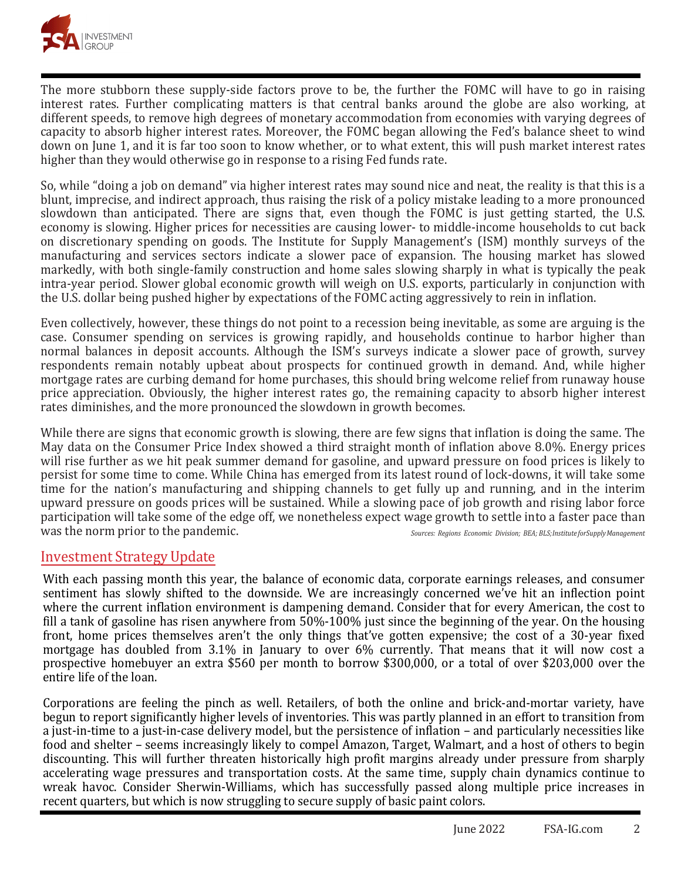The more stubborn these supply-side factors prove to be, the further the FOMC will have to go in raising interest rates. Further complicating matters is that central banks around the globe are also working, at different speeds, to remove high degrees of monetary accommodation from economies with varying degrees of capacity to absorb higher interest rates. Moreover, the FOMC began allowing the Fed's balance sheet to wind down on June 1, and it is far too soon to know whether, or to what extent, this will push market interest rates higher than they would otherwise go in response to a rising Fed funds rate.

So, while "doing a job on demand" via higher interest rates may sound nice and neat, the reality is that this is a blunt, imprecise, and indirect approach, thus raising the risk of a policy mistake leading to a more pronounced slowdown than anticipated. There are signs that, even though the FOMC is just getting started, the U.S. economy is slowing. Higher prices for necessities are causing lower- to middle-income households to cut back on discretionary spending on goods. The Institute for Supply Management's (ISM) monthly surveys of the manufacturing and services sectors indicate a slower pace of expansion. The housing market has slowed markedly, with both single-family construction and home sales slowing sharply in what is typically the peak intra-year period. Slower global economic growth will weigh on U.S. exports, particularly in conjunction with the U.S. dollar being pushed higher by expectations of the FOMC acting aggressively to rein in inflation.

Even collectively, however, these things do not point to a recession being inevitable, as some are arguing is the case. Consumer spending on services is growing rapidly, and households continue to harbor higher than normal balances in deposit accounts. Although the ISM's surveys indicate a slower pace of growth, survey respondents remain notably upbeat about prospects for continued growth in demand. And, while higher mortgage rates are curbing demand for home purchases, this should bring welcome relief from runaway house price appreciation. Obviously, the higher interest rates go, the remaining capacity to absorb higher interest rates diminishes, and the more pronounced the slowdown in growth becomes.

While there are signs that economic growth is slowing, there are few signs that inflation is doing the same. The May data on the Consumer Price Index showed a third straight month of inflation above 8.0%. Energy prices will rise further as we hit peak summer demand for gasoline, and upward pressure on food prices is likely to persist for some time to come. While China has emerged from its latest round of lock-downs, it will take some time for the nation's manufacturing and shipping channels to get fully up and running, and in the interim upward pressure on goods prices will be sustained. While a slowing pace of job growth and rising labor force participation will take some of the edge off, we nonetheless expect wage growth to settle into a faster pace than was the norm prior to the pandemic.

*Sources: Regions Economic Division; BEA; BLS; Institute for Supply Management*

## Investment Strategy Update

With each passing month this year, the balance of economic data, corporate earnings releases, and consumer sentiment has slowly shifted to the downside. We are increasingly concerned we've hit an inflection point where the current inflation environment is dampening demand. Consider that for every American, the cost to fill a tank of gasoline has risen anywhere from 50%-100% just since the beginning of the year. On the housing front, home prices themselves aren't the only things that've gotten expensive; the cost of a 30-year fixed mortgage has doubled from 3.1% in January to over 6% currently. That means that it will now cost a prospective homebuyer an extra $560 per month to borrow $300,000, or a total of over $203,000 over the entire life of the loan.

Corporations are feeling the pinch as well. Retailers, of both the online and brick-and-mortar variety, have begun to report significantly higher levels of inventories. This was partly planned in an effort to transition from a just-in-time to a just-in-case delivery model, but the persistence of inflation – and particularly necessities like food and shelter – seems increasingly likely to compel Amazon, Target, Walmart, and a host of others to begin discounting. This will further threaten historically high profit margins already under pressure from sharply accelerating wage pressures and transportation costs. At the same time, supply chain dynamics continue to wreak havoc. Consider Sherwin-Williams, which has successfully passed along multiple price increases in recent quarters, but which is now struggling to secure supply of basic paint colors.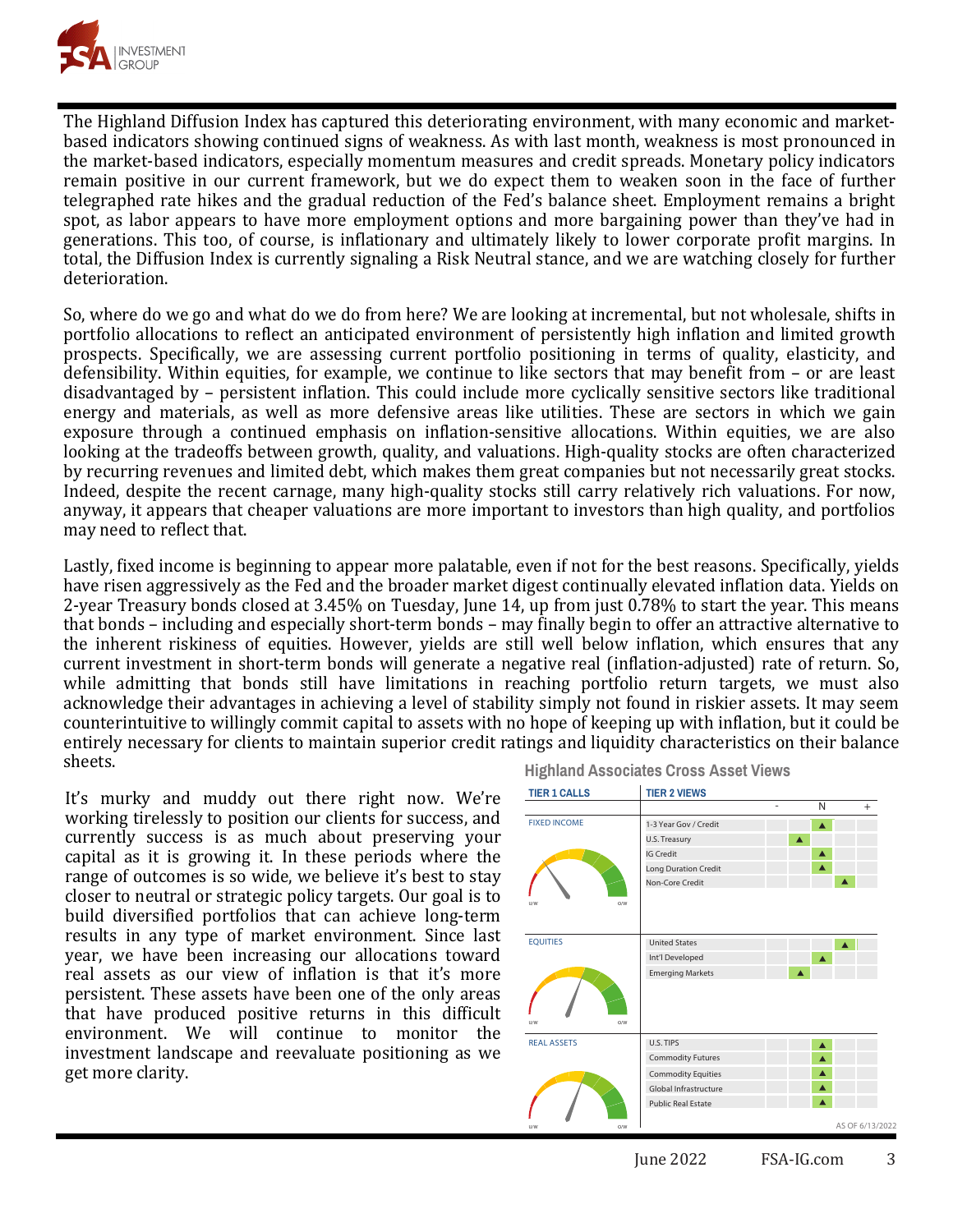The Highland Diffusion Index has captured this deteriorating environment, with many economic and market-based indicators showing continued signs of weakness. As with last month, weakness is most pronounced in the market-based indicators, especially momentum measures and credit spreads. Monetary policy indicators remain positive in our current framework, but we do expect them to weaken soon in the face of further telegraphed rate hikes and the gradual reduction of the Fed's balance sheet. Employment remains a bright spot, as labor appears to have more employment options and more bargaining power than they've had in generations. This too, of course, is inflationary and ultimately likely to lower corporate profit margins. In total, the Diffusion Index is currently signaling a Risk Neutral stance, and we are watching closely for further deterioration.

So, where do we go and what do we do from here? We are looking at incremental, but not wholesale, shifts in portfolio allocations to reflect an anticipated environment of persistently high inflation and limited growth prospects. Specifically, we are assessing current portfolio positioning in terms of quality, elasticity, and defensibility. Within equities, for example, we continue to like sectors that may benefit from – or are least disadvantaged by – persistent inflation. This could include more cyclically sensitive sectors like traditional energy and materials, as well as more defensive areas like utilities. These are sectors in which we gain exposure through a continued emphasis on inflation-sensitive allocations. Within equities, we are also looking at the tradeoffs between growth, quality, and valuations. High-quality stocks are often characterized by recurring revenues and limited debt, which makes them great companies but not necessarily great stocks. Indeed, despite the recent carnage, many high-quality stocks still carry relatively rich valuations. For now, anyway, it appears that cheaper valuations are more important to investors than high quality, and portfolios may need to reflect that.

Lastly, fixed income is beginning to appear more palatable, even if not for the best reasons. Specifically, yields have risen aggressively as the Fed and the broader market digest continually elevated inflation data. Yields on 2-year Treasury bonds closed at 3.45% on Tuesday, June 14, up from just 0.78% to start the year. This means that bonds – including and especially short-term bonds – may finally begin to offer an attractive alternative to the inherent riskiness of equities. However, yields are still well below inflation, which ensures that any current investment in short-term bonds will generate a negative real (inflation-adjusted) rate of return. So, while admitting that bonds still have limitations in reaching portfolio return targets, we must also acknowledge their advantages in achieving a level of stability simply not found in riskier assets. It may seem counterintuitive to willingly commit capital to assets with no hope of keeping up with inflation, but it could be entirely necessary for clients to maintain superior credit ratings and liquidity characteristics on their balance sheets.

It's murky and muddy out there right now. We're working tirelessly to position our clients for success, and currently success is as much about preserving your capital as it is growing it. In these periods where the range of outcomes is so wide, we believe it's best to stay closer to neutral or strategic policy targets. Our goal is to build diversified portfolios that can achieve long-term results in any type of market environment. Since last year, we have been increasing our allocations toward real assets as our view of inflation is that it's more persistent. These assets have been one of the only areas that have produced positive returns in this difficult environment. We will continue to monitor the investment landscape and reevaluate positioning as we get more clarity.

**Highland Associates Cross Asset Views**

| TIER 1 CALLS | TIER 2 VIEWS | - | | N | | + |
|---|---|---|---|---|---|---|
| FIXED INCOME | 1-3 Year Gov / Credit | | | ▲ | | |
| | U.S. Treasury | | ▲ | | | |
| | IG Credit | | | ▲ | | |
| | Long Duration Credit | | | ▲ | | |
| | Non-Core Credit | | | | ▲ | |
| EQUITIES | United States | | | | ▲ | |
| | Int'l Developed | | | ▲ | | |
| | Emerging Markets | | ▲ | | | |
| REAL ASSETS | U.S. TIPS | | | ▲ | | |
| | Commodity Futures | | | ▲ | | |
| | Commodity Equities | | | ▲ | | |
| | Global Infrastructure | | | ▲ | | |
| | Public Real Estate | | | ▲ | | |

AS OF 6/13/2022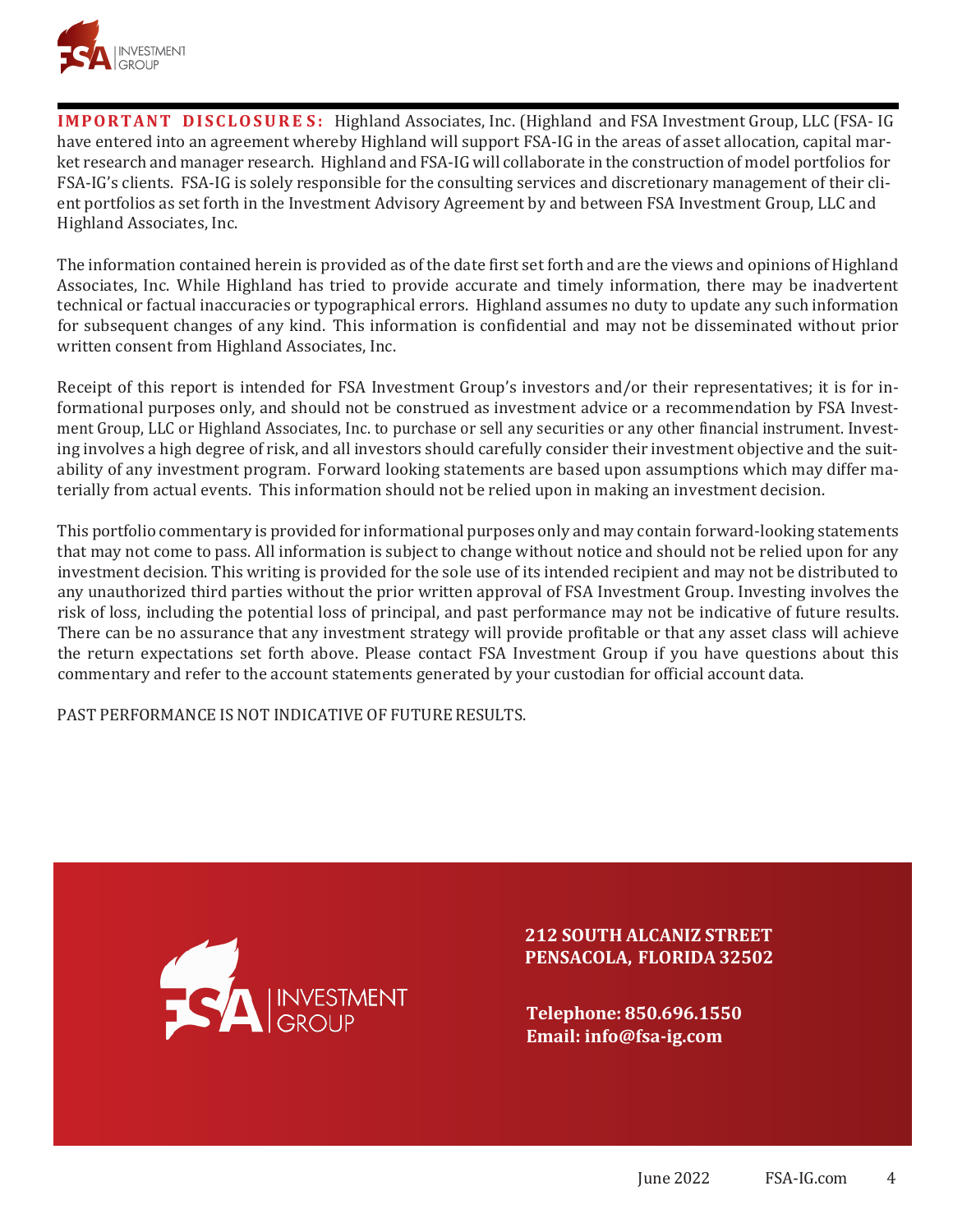**IMPORTANT DISCLOSURES:** Highland Associates, Inc. (Highland and FSA Investment Group, LLC (FSA- IG have entered into an agreement whereby Highland will support FSA-IG in the areas of asset allocation, capital market research and manager research. Highland and FSA-IG will collaborate in the construction of model portfolios for FSA-IG's clients. FSA-IG is solely responsible for the consulting services and discretionary management of their client portfolios as set forth in the Investment Advisory Agreement by and between FSA Investment Group, LLC and Highland Associates, Inc.

The information contained herein is provided as of the date first set forth and are the views and opinions of Highland Associates, Inc. While Highland has tried to provide accurate and timely information, there may be inadvertent technical or factual inaccuracies or typographical errors. Highland assumes no duty to update any such information for subsequent changes of any kind. This information is confidential and may not be disseminated without prior written consent from Highland Associates, Inc.

Receipt of this report is intended for FSA Investment Group's investors and/or their representatives; it is for informational purposes only, and should not be construed as investment advice or a recommendation by FSA Investment Group, LLC or Highland Associates, Inc. to purchase or sell any securities or any other financial instrument. Investing involves a high degree of risk, and all investors should carefully consider their investment objective and the suitability of any investment program. Forward looking statements are based upon assumptions which may differ materially from actual events. This information should not be relied upon in making an investment decision.

This portfolio commentary is provided for informational purposes only and may contain forward-looking statements that may not come to pass. All information is subject to change without notice and should not be relied upon for any investment decision. This writing is provided for the sole use of its intended recipient and may not be distributed to any unauthorized third parties without the prior written approval of FSA Investment Group. Investing involves the risk of loss, including the potential loss of principal, and past performance may not be indicative of future results. There can be no assurance that any investment strategy will provide profitable or that any asset class will achieve the return expectations set forth above. Please contact FSA Investment Group if you have questions about this commentary and refer to the account statements generated by your custodian for official account data.

PAST PERFORMANCE IS NOT INDICATIVE OF FUTURE RESULTS.

FSA INVESTMENT GROUP

**212 SOUTH ALCANIZ STREET**
**PENSACOLA, FLORIDA 32502**

**Telephone: 850.696.1550**
**Email: info@fsa-ig.com**